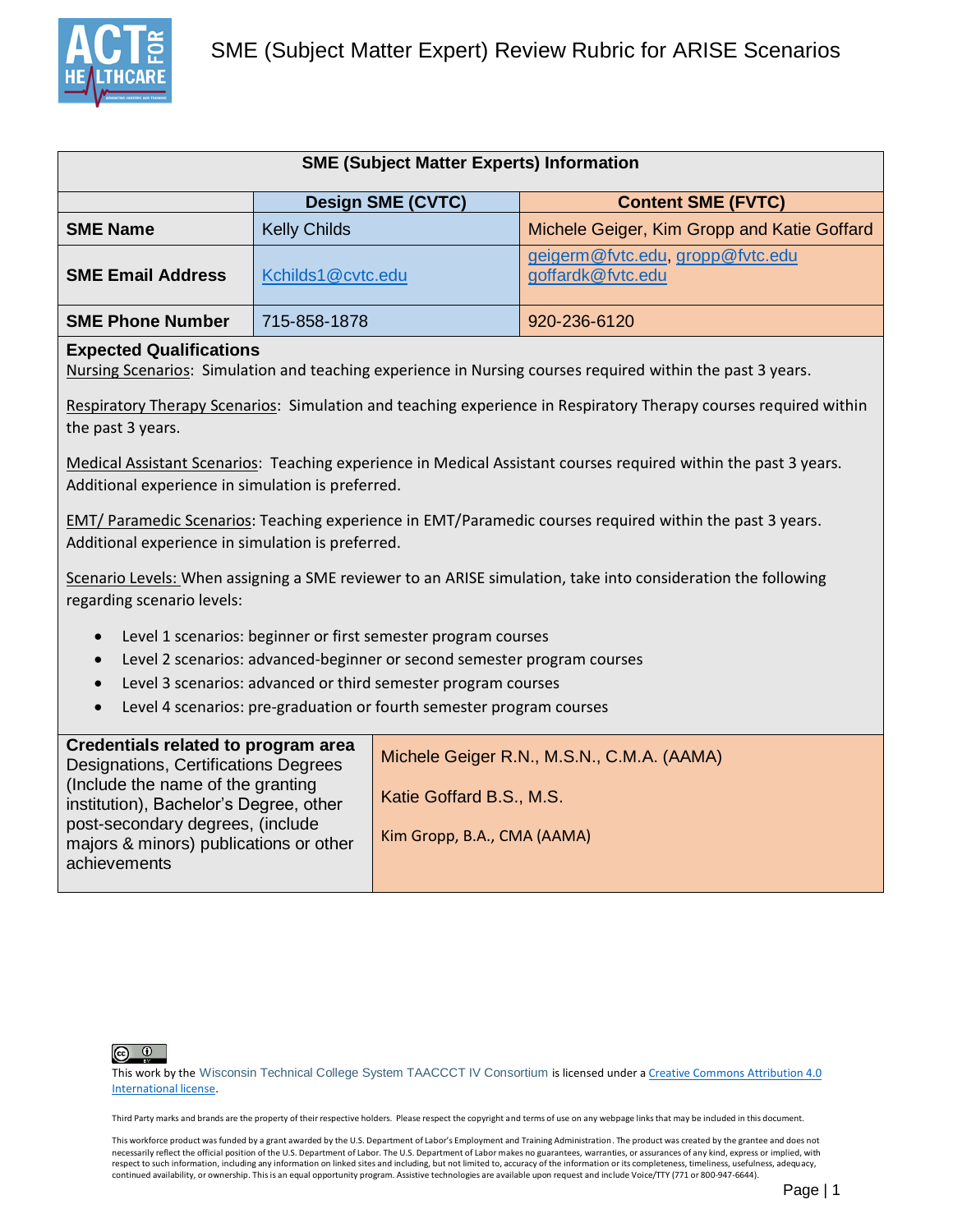# SME (Subject Matter Expert) Review Rubric for ARISE Scenarios

| SME (Subject Matter Experts) Information | | |
|---|---|---|
| | **Design SME (CVTC)** | **Content SME (FVTC)** |
| **SME Name** | Kelly Childs | Michele Geiger, Kim Gropp and Katie Goffard |
| **SME Email Address** | Kchilds1@cvtc.edu | geigerm@fvtc.edu, gropp@fvtc.edu goffardk@fvtc.edu |
| **SME Phone Number** | 715-858-1878 | 920-236-6120 |

**Expected Qualifications**

Nursing Scenarios: Simulation and teaching experience in Nursing courses required within the past 3 years.

Respiratory Therapy Scenarios: Simulation and teaching experience in Respiratory Therapy courses required within the past 3 years.

Medical Assistant Scenarios: Teaching experience in Medical Assistant courses required within the past 3 years. Additional experience in simulation is preferred.

EMT/ Paramedic Scenarios: Teaching experience in EMT/Paramedic courses required within the past 3 years. Additional experience in simulation is preferred.

Scenario Levels: When assigning a SME reviewer to an ARISE simulation, take into consideration the following regarding scenario levels:

- Level 1 scenarios: beginner or first semester program courses
- Level 2 scenarios: advanced-beginner or second semester program courses
- Level 3 scenarios: advanced or third semester program courses
- Level 4 scenarios: pre-graduation or fourth semester program courses

| **Credentials related to program area** Designations, Certifications Degrees (Include the name of the granting institution), Bachelor's Degree, other post-secondary degrees, (include majors & minors) publications or other achievements | Michele Geiger R.N., M.S.N., C.M.A. (AAMA)<br><br>Katie Goffard B.S., M.S.<br><br>Kim Gropp, B.A., CMA (AAMA) |
|---|---|

This work by the Wisconsin Technical College System TAACCCT IV Consortium is licensed under a Creative Commons Attribution 4.0 International license.

Third Party marks and brands are the property of their respective holders. Please respect the copyright and terms of use on any webpage links that may be included in this document.

This workforce product was funded by a grant awarded by the U.S. Department of Labor's Employment and Training Administration. The product was created by the grantee and does not necessarily reflect the official position of the U.S. Department of Labor. The U.S. Department of Labor makes no guarantees, warranties, or assurances of any kind, express or implied, with respect to such information, including any information on linked sites and including, but not limited to, accuracy of the information or its completeness, timeliness, usefulness, adequacy, continued availability, or ownership. This is an equal opportunity program. Assistive technologies are available upon request and include Voice/TTY (771 or 800-947-6644).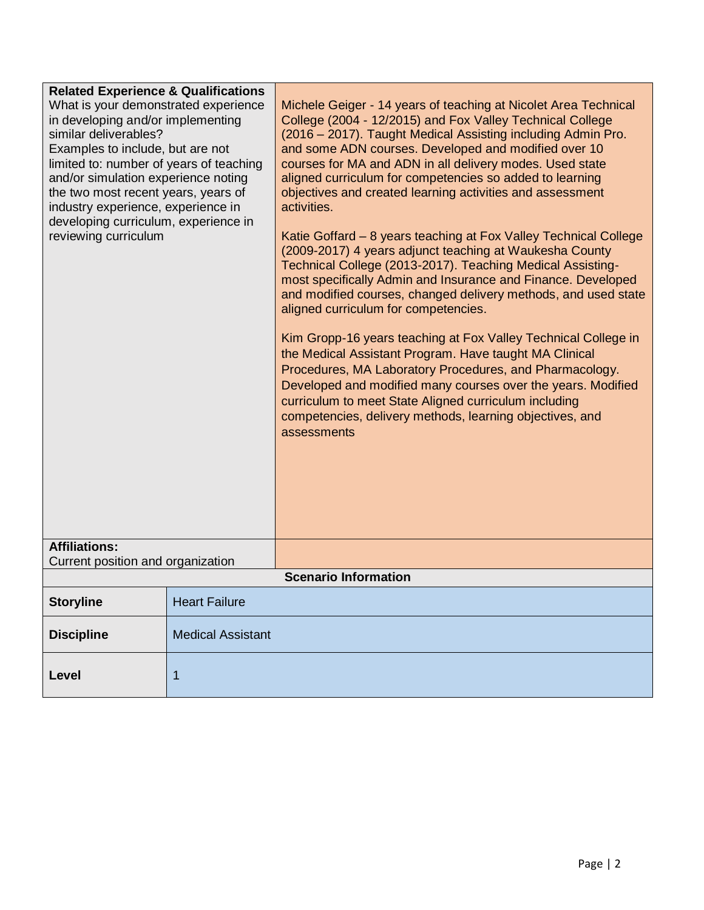| **Related Experience & Qualifications**<br>What is your demonstrated experience in developing and/or implementing similar deliverables?<br>Examples to include, but are not limited to: number of years of teaching and/or simulation experience noting the two most recent years, years of industry experience, experience in developing curriculum, experience in reviewing curriculum | Michele Geiger - 14 years of teaching at Nicolet Area Technical College (2004 - 12/2015) and Fox Valley Technical College (2016 – 2017). Taught Medical Assisting including Admin Pro. and some ADN courses. Developed and modified over 10 courses for MA and ADN in all delivery modes. Used state aligned curriculum for competencies so added to learning objectives and created learning activities and assessment activities.<br><br>Katie Goffard – 8 years teaching at Fox Valley Technical College (2009-2017) 4 years adjunct teaching at Waukesha County Technical College (2013-2017). Teaching Medical Assisting- most specifically Admin and Insurance and Finance. Developed and modified courses, changed delivery methods, and used state aligned curriculum for competencies.<br><br>Kim Gropp-16 years teaching at Fox Valley Technical College in the Medical Assistant Program. Have taught MA Clinical Procedures, MA Laboratory Procedures, and Pharmacology. Developed and modified many courses over the years. Modified curriculum to meet State Aligned curriculum including competencies, delivery methods, learning objectives, and assessments |
|---|---|
| **Affiliations:**<br>Current position and organization | |

| **Scenario Information** | |
|---|---|
| **Storyline** | Heart Failure |
| **Discipline** | Medical Assistant |
| **Level** | 1 |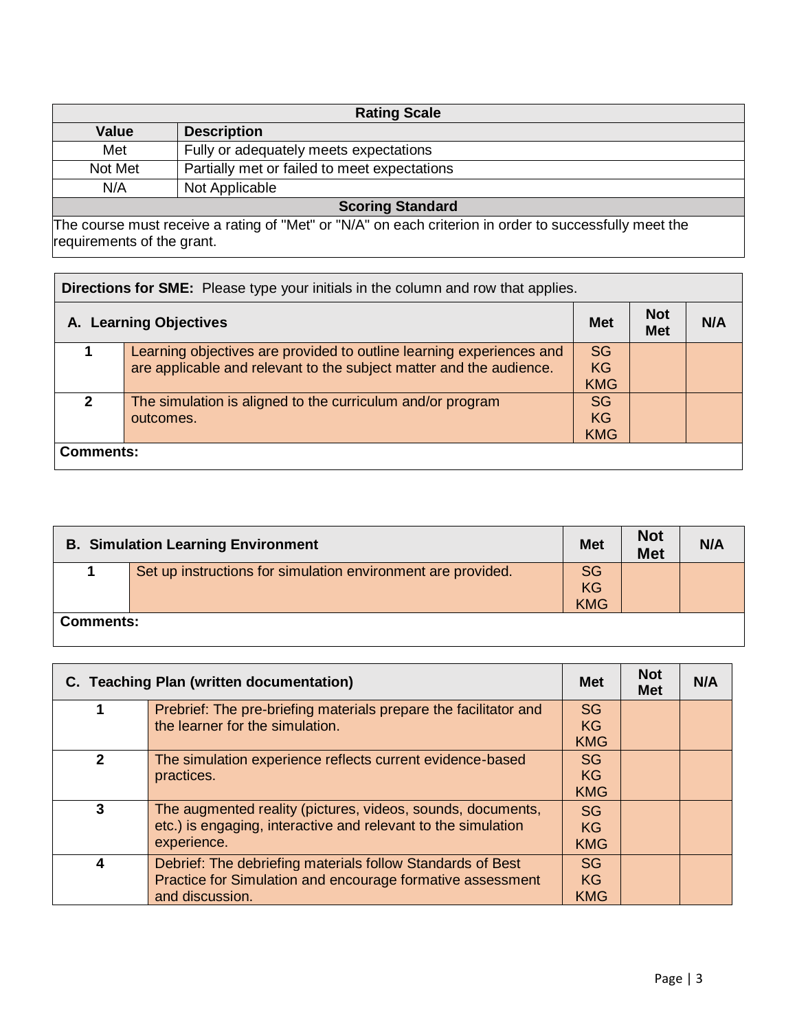| Rating Scale | |
|---|---|
| **Value** | **Description** |
| Met | Fully or adequately meets expectations |
| Not Met | Partially met or failed to meet expectations |
| N/A | Not Applicable |
| **Scoring Standard** | |
| The course must receive a rating of "Met" or "N/A" on each criterion in order to successfully meet the requirements of the grant. | |

**Directions for SME:** Please type your initials in the column and row that applies.

| A. Learning Objectives | | Met | Not Met | N/A |
|---|---|---|---|---|
| 1 | Learning objectives are provided to outline learning experiences and are applicable and relevant to the subject matter and the audience. | SG KG KMG | | |
| 2 | The simulation is aligned to the curriculum and/or program outcomes. | SG KG KMG | | |

**Comments:**

| B. Simulation Learning Environment | | Met | Not Met | N/A |
|---|---|---|---|---|
| 1 | Set up instructions for simulation environment are provided. | SG KG KMG | | |

**Comments:**

| C. Teaching Plan (written documentation) | | Met | Not Met | N/A |
|---|---|---|---|---|
| 1 | Prebrief: The pre-briefing materials prepare the facilitator and the learner for the simulation. | SG KG KMG | | |
| 2 | The simulation experience reflects current evidence-based practices. | SG KG KMG | | |
| 3 | The augmented reality (pictures, videos, sounds, documents, etc.) is engaging, interactive and relevant to the simulation experience. | SG KG KMG | | |
| 4 | Debrief: The debriefing materials follow Standards of Best Practice for Simulation and encourage formative assessment and discussion. | SG KG KMG | | |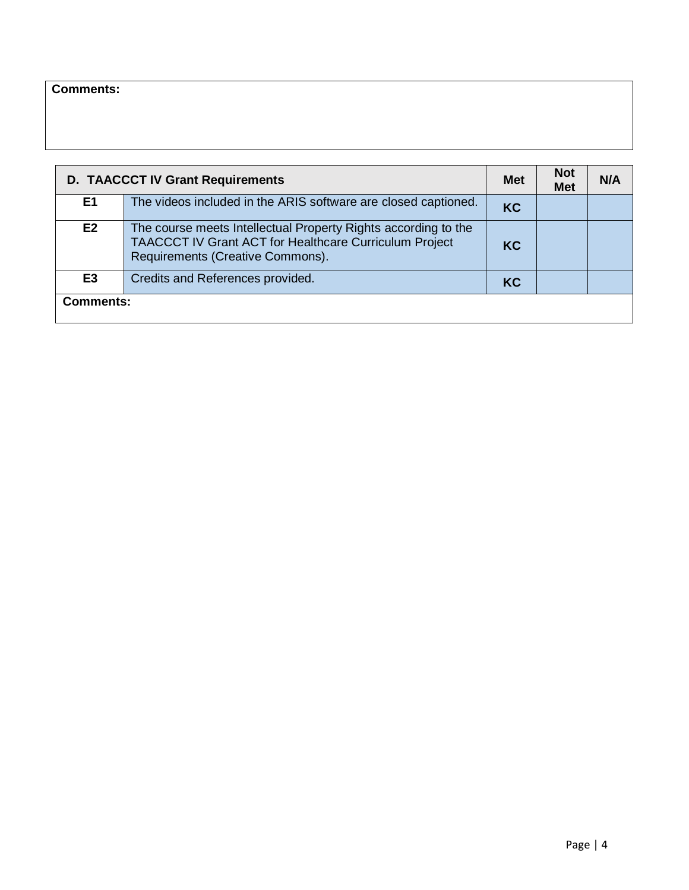**Comments:**

| D. TAACCCT IV Grant Requirements | | Met | Not Met | N/A |
|---|---|---|---|---|
| E1 | The videos included in the ARIS software are closed captioned. | KC | | |
| E2 | The course meets Intellectual Property Rights according to the TAACCCT IV Grant ACT for Healthcare Curriculum Project Requirements (Creative Commons). | KC | | |
| E3 | Credits and References provided. | KC | | |
| **Comments:** | | | | |